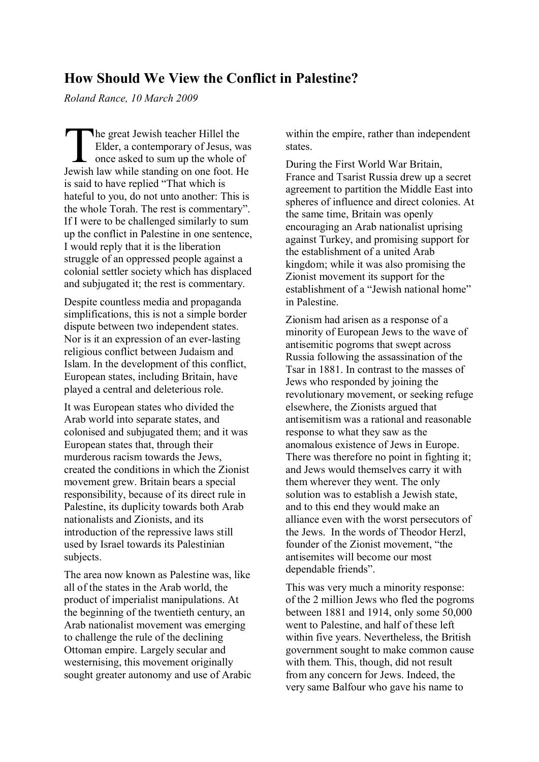## How Should We View the Conflict in Palestine?

*Roland Rance, 10 March 2009*

The great Jewish teacher Hillel the Elder, a contemporary of Jesus, was once asked to sum up the whole of Jewish law while standing on one foot. He is said to have replied "That which is hateful to you, do not unto another: This is the whole Torah. The rest is commentary". If I were to be challenged similarly to sum up the conflict in Palestine in one sentence, I would reply that it is the liberation struggle of an oppressed people against a colonial settler society which has displaced and subjugated it; the rest is commentary.

Despite countless media and propaganda simplifications, this is not a simple border dispute between two independent states. Nor is it an expression of an ever-lasting religious conflict between Judaism and Islam. In the development of this conflict, European states, including Britain, have played a central and deleterious role.

It was European states who divided the Arab world into separate states, and colonised and subjugated them; and it was European states that, through their murderous racism towards the Jews, created the conditions in which the Zionist movement grew. Britain bears a special responsibility, because of its direct rule in Palestine, its duplicity towards both Arab nationalists and Zionists, and its introduction of the repressive laws still used by Israel towards its Palestinian subjects.

The area now known as Palestine was, like all of the states in the Arab world, the product of imperialist manipulations. At the beginning of the twentieth century, an Arab nationalist movement was emerging to challenge the rule of the declining Ottoman empire. Largely secular and westernising, this movement originally sought greater autonomy and use of Arabic within the empire, rather than independent states.

During the First World War Britain, France and Tsarist Russia drew up a secret agreement to partition the Middle East into spheres of influence and direct colonies. At the same time, Britain was openly encouraging an Arab nationalist uprising against Turkey, and promising support for the establishment of a united Arab kingdom; while it was also promising the Zionist movement its support for the establishment of a "Jewish national home" in Palestine.

Zionism had arisen as a response of a minority of European Jews to the wave of antisemitic pogroms that swept across Russia following the assassination of the Tsar in 1881. In contrast to the masses of Jews who responded by joining the revolutionary movement, or seeking refuge elsewhere, the Zionists argued that antisemitism was a rational and reasonable response to what they saw as the anomalous existence of Jews in Europe. There was therefore no point in fighting it; and Jews would themselves carry it with them wherever they went. The only solution was to establish a Jewish state, and to this end they would make an alliance even with the worst persecutors of the Jews. In the words of Theodor Herzl, founder of the Zionist movement, "the antisemites will become our most dependable friends".

This was very much a minority response: of the 2 million Jews who fled the pogroms between 1881 and 1914, only some 50,000 went to Palestine, and half of these left within five years. Nevertheless, the British government sought to make common cause with them. This, though, did not result from any concern for Jews. Indeed, the very same Balfour who gave his name to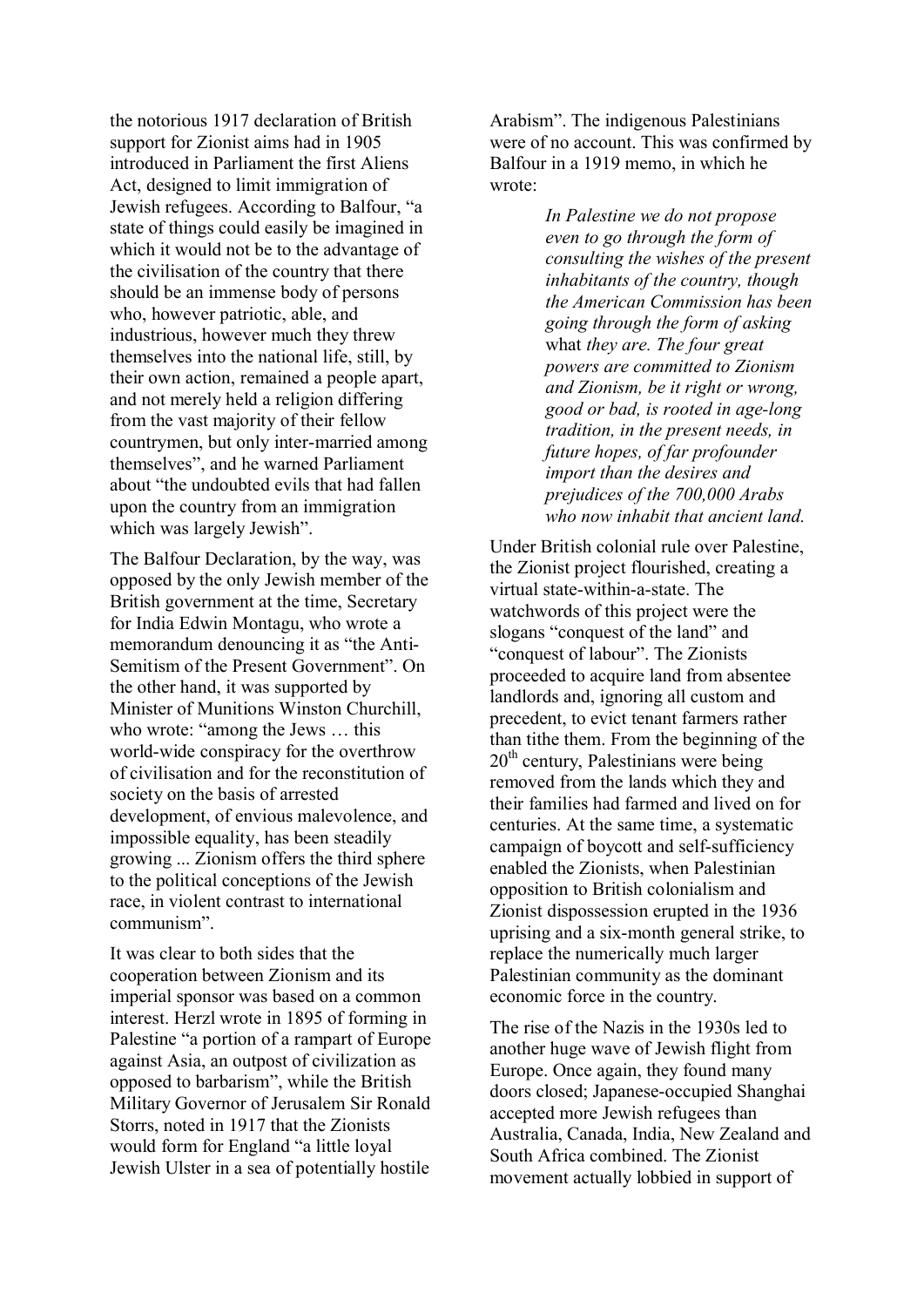the notorious 1917 declaration of British support for Zionist aims had in 1905 introduced in Parliament the first Aliens Act, designed to limit immigration of Jewish refugees. According to Balfour, "a state of things could easily be imagined in which it would not be to the advantage of the civilisation of the country that there should be an immense body of persons who, however patriotic, able, and industrious, however much they threw themselves into the national life, still, by their own action, remained a people apart, and not merely held a religion differing from the vast majority of their fellow countrymen, but only inter-married among themselves", and he warned Parliament about "the undoubted evils that had fallen upon the country from an immigration which was largely Jewish".

The Balfour Declaration, by the way, was opposed by the only Jewish member of the British government at the time, Secretary for India Edwin Montagu, who wrote a memorandum denouncing it as "the Anti-Semitism of the Present Government". On the other hand, it was supported by Minister of Munitions Winston Churchill, who wrote: "among the Jews … this world-wide conspiracy for the overthrow of civilisation and for the reconstitution of society on the basis of arrested development, of envious malevolence, and impossible equality, has been steadily growing ... Zionism offers the third sphere to the political conceptions of the Jewish race, in violent contrast to international communism".

It was clear to both sides that the cooperation between Zionism and its imperial sponsor was based on a common interest. Herzl wrote in 1895 of forming in Palestine "a portion of a rampart of Europe against Asia, an outpost of civilization as opposed to barbarism", while the British Military Governor of Jerusalem Sir Ronald Storrs, noted in 1917 that the Zionists would form for England "a little loyal Jewish Ulster in a sea of potentially hostile Arabism". The indigenous Palestinians were of no account. This was confirmed by Balfour in a 1919 memo, in which he wrote:

> *In Palestine we do not propose even to go through the form of consulting the wishes of the present inhabitants of the country, though the American Commission has been going through the form of asking* what *they are. The four great powers are committed to Zionism and Zionism, be it right or wrong, good or bad, is rooted in age-long tradition, in the present needs, in future hopes, of far profounder import than the desires and prejudices of the 700,000 Arabs who now inhabit that ancient land.*

Under British colonial rule over Palestine, the Zionist project flourished, creating a virtual state-within-a-state. The watchwords of this project were the slogans "conquest of the land" and "conquest of labour". The Zionists proceeded to acquire land from absentee landlords and, ignoring all custom and precedent, to evict tenant farmers rather than tithe them. From the beginning of the 20th century, Palestinians were being removed from the lands which they and their families had farmed and lived on for centuries. At the same time, a systematic campaign of boycott and self-sufficiency enabled the Zionists, when Palestinian opposition to British colonialism and Zionist dispossession erupted in the 1936 uprising and a six-month general strike, to replace the numerically much larger Palestinian community as the dominant economic force in the country.

The rise of the Nazis in the 1930s led to another huge wave of Jewish flight from Europe. Once again, they found many doors closed; Japanese-occupied Shanghai accepted more Jewish refugees than Australia, Canada, India, New Zealand and South Africa combined. The Zionist movement actually lobbied in support of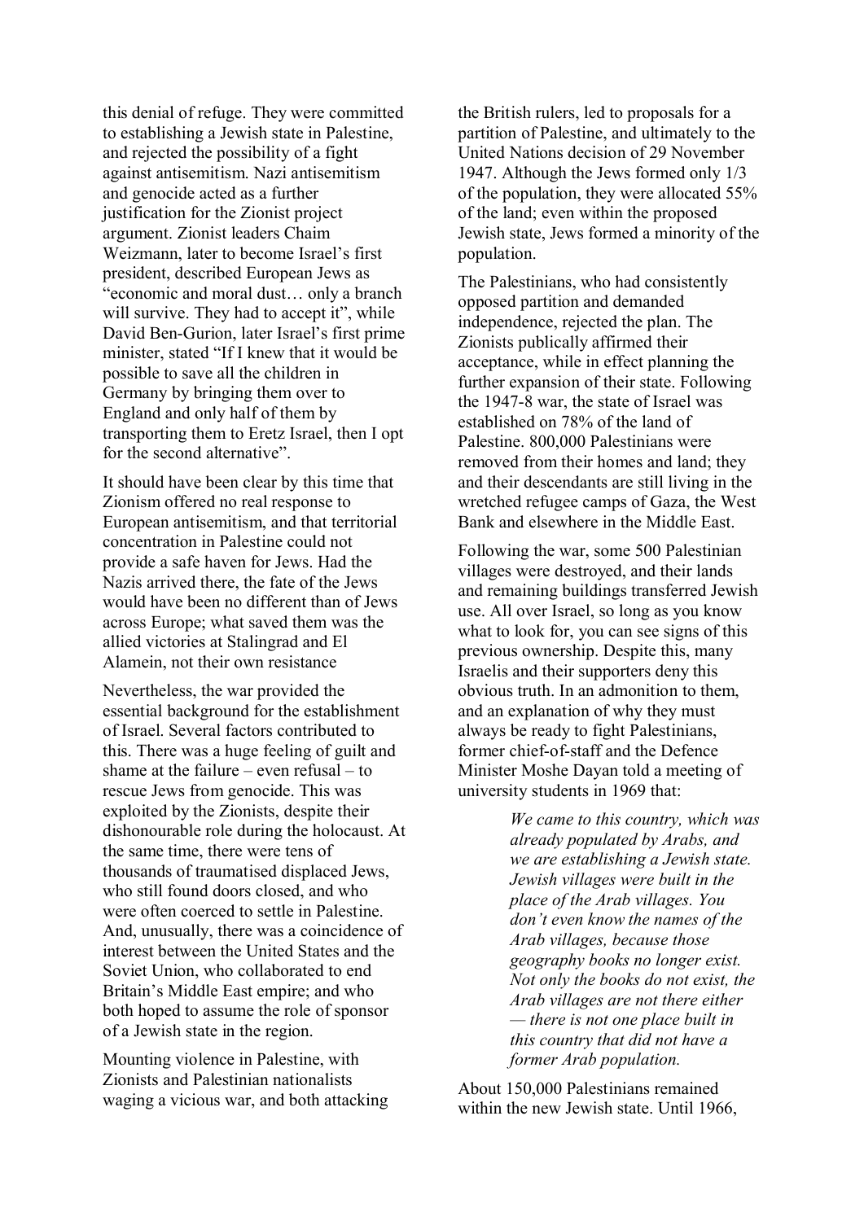this denial of refuge. They were committed to establishing a Jewish state in Palestine, and rejected the possibility of a fight against antisemitism. Nazi antisemitism and genocide acted as a further justification for the Zionist project argument. Zionist leaders Chaim Weizmann, later to become Israel's first president, described European Jews as "economic and moral dust… only a branch will survive. They had to accept it", while David Ben-Gurion, later Israel's first prime minister, stated "If I knew that it would be possible to save all the children in Germany by bringing them over to England and only half of them by transporting them to Eretz Israel, then I opt for the second alternative".

It should have been clear by this time that Zionism offered no real response to European antisemitism, and that territorial concentration in Palestine could not provide a safe haven for Jews. Had the Nazis arrived there, the fate of the Jews would have been no different than of Jews across Europe; what saved them was the allied victories at Stalingrad and El Alamein, not their own resistance

Nevertheless, the war provided the essential background for the establishment of Israel. Several factors contributed to this. There was a huge feeling of guilt and shame at the failure – even refusal – to rescue Jews from genocide. This was exploited by the Zionists, despite their dishonourable role during the holocaust. At the same time, there were tens of thousands of traumatised displaced Jews, who still found doors closed, and who were often coerced to settle in Palestine. And, unusually, there was a coincidence of interest between the United States and the Soviet Union, who collaborated to end Britain's Middle East empire; and who both hoped to assume the role of sponsor of a Jewish state in the region.

Mounting violence in Palestine, with Zionists and Palestinian nationalists waging a vicious war, and both attacking the British rulers, led to proposals for a partition of Palestine, and ultimately to the United Nations decision of 29 November 1947. Although the Jews formed only 1/3 of the population, they were allocated 55% of the land; even within the proposed Jewish state, Jews formed a minority of the population.

The Palestinians, who had consistently opposed partition and demanded independence, rejected the plan. The Zionists publically affirmed their acceptance, while in effect planning the further expansion of their state. Following the 1947-8 war, the state of Israel was established on 78% of the land of Palestine. 800,000 Palestinians were removed from their homes and land; they and their descendants are still living in the wretched refugee camps of Gaza, the West Bank and elsewhere in the Middle East.

Following the war, some 500 Palestinian villages were destroyed, and their lands and remaining buildings transferred Jewish use. All over Israel, so long as you know what to look for, you can see signs of this previous ownership. Despite this, many Israelis and their supporters deny this obvious truth. In an admonition to them, and an explanation of why they must always be ready to fight Palestinians, former chief-of-staff and the Defence Minister Moshe Dayan told a meeting of university students in 1969 that:

> *We came to this country, which was already populated by Arabs, and we are establishing a Jewish state. Jewish villages were built in the place of the Arab villages. You don't even know the names of the Arab villages, because those geography books no longer exist. Not only the books do not exist, the Arab villages are not there either — there is not one place built in this country that did not have a former Arab population.*

About 150,000 Palestinians remained within the new Jewish state. Until 1966,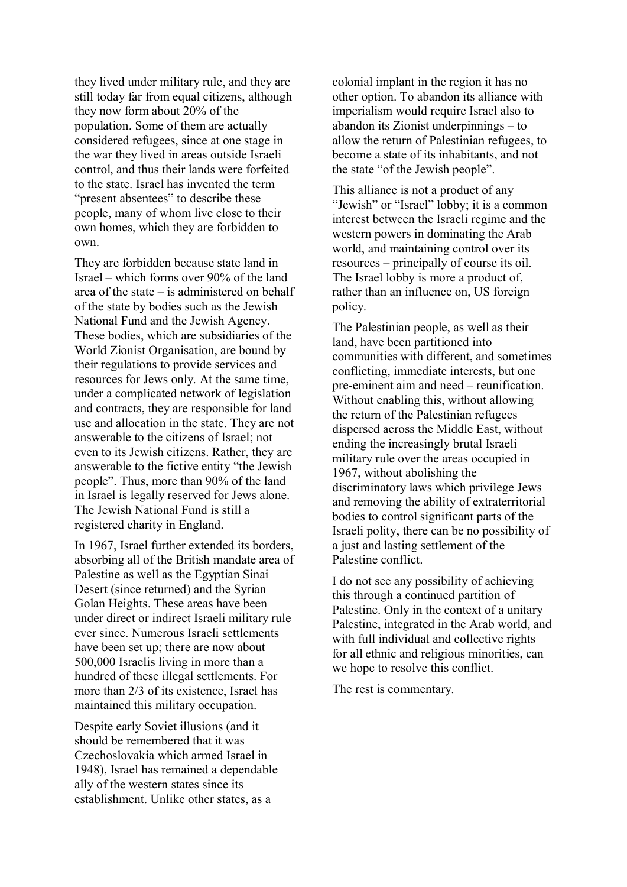they lived under military rule, and they are still today far from equal citizens, although they now form about 20% of the population. Some of them are actually considered refugees, since at one stage in the war they lived in areas outside Israeli control, and thus their lands were forfeited to the state. Israel has invented the term "present absentees" to describe these people, many of whom live close to their own homes, which they are forbidden to own.

They are forbidden because state land in Israel – which forms over 90% of the land area of the state – is administered on behalf of the state by bodies such as the Jewish National Fund and the Jewish Agency. These bodies, which are subsidiaries of the World Zionist Organisation, are bound by their regulations to provide services and resources for Jews only. At the same time, under a complicated network of legislation and contracts, they are responsible for land use and allocation in the state. They are not answerable to the citizens of Israel; not even to its Jewish citizens. Rather, they are answerable to the fictive entity "the Jewish people". Thus, more than 90% of the land in Israel is legally reserved for Jews alone. The Jewish National Fund is still a registered charity in England.

In 1967, Israel further extended its borders, absorbing all of the British mandate area of Palestine as well as the Egyptian Sinai Desert (since returned) and the Syrian Golan Heights. These areas have been under direct or indirect Israeli military rule ever since. Numerous Israeli settlements have been set up; there are now about 500,000 Israelis living in more than a hundred of these illegal settlements. For more than 2/3 of its existence, Israel has maintained this military occupation.

Despite early Soviet illusions (and it should be remembered that it was Czechoslovakia which armed Israel in 1948), Israel has remained a dependable ally of the western states since its establishment. Unlike other states, as a colonial implant in the region it has no other option. To abandon its alliance with imperialism would require Israel also to abandon its Zionist underpinnings – to allow the return of Palestinian refugees, to become a state of its inhabitants, and not the state "of the Jewish people".

This alliance is not a product of any "Jewish" or "Israel" lobby; it is a common interest between the Israeli regime and the western powers in dominating the Arab world, and maintaining control over its resources – principally of course its oil. The Israel lobby is more a product of, rather than an influence on, US foreign policy.

The Palestinian people, as well as their land, have been partitioned into communities with different, and sometimes conflicting, immediate interests, but one pre-eminent aim and need – reunification. Without enabling this, without allowing the return of the Palestinian refugees dispersed across the Middle East, without ending the increasingly brutal Israeli military rule over the areas occupied in 1967, without abolishing the discriminatory laws which privilege Jews and removing the ability of extraterritorial bodies to control significant parts of the Israeli polity, there can be no possibility of a just and lasting settlement of the Palestine conflict.

I do not see any possibility of achieving this through a continued partition of Palestine. Only in the context of a unitary Palestine, integrated in the Arab world, and with full individual and collective rights for all ethnic and religious minorities, can we hope to resolve this conflict.

The rest is commentary.